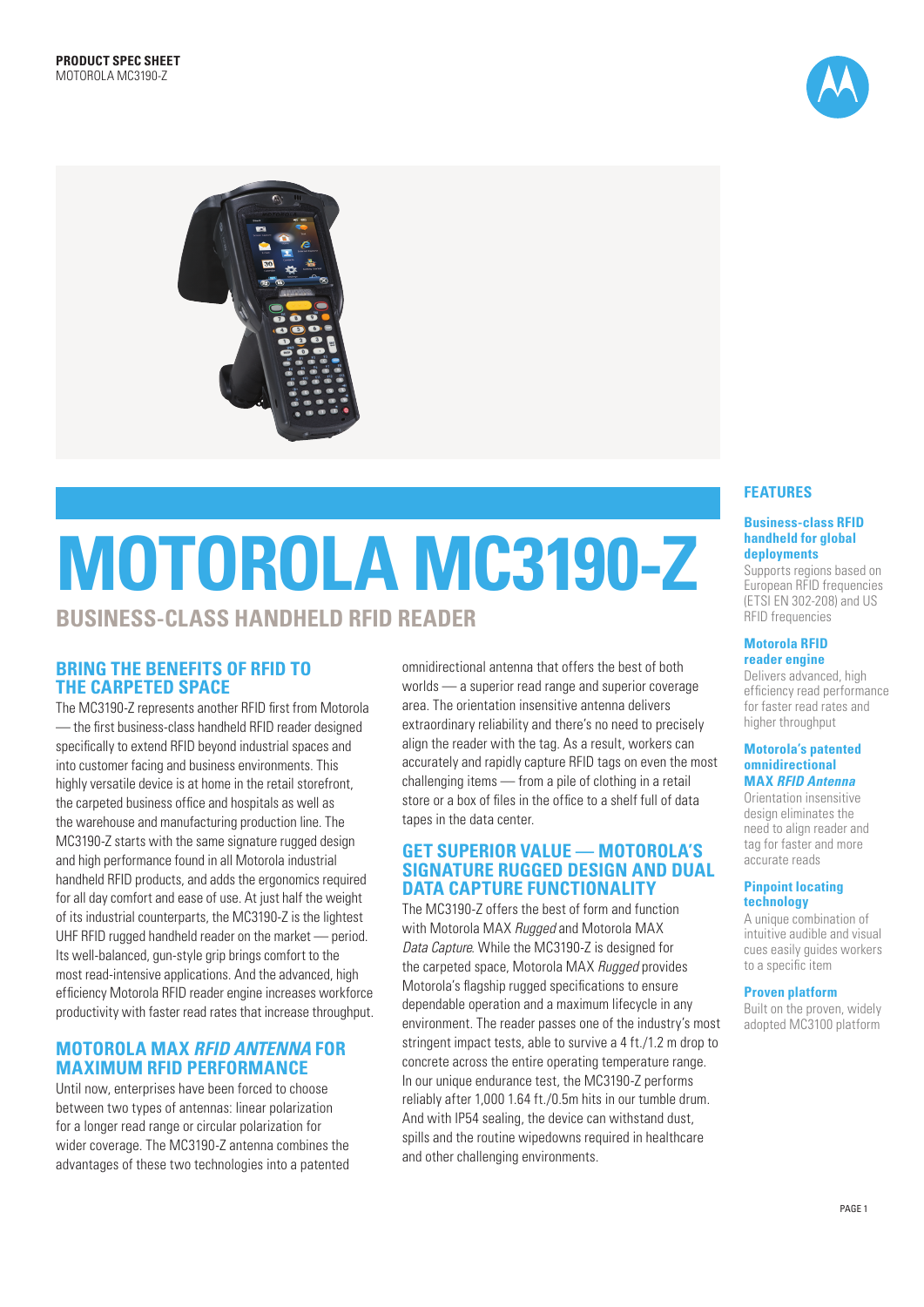**PRODUCT SPEC SHEET**
MOTOROLA MC3190-Z

# MOTOROLA MC3190-Z

## BUSINESS-CLASS HANDHELD RFID READER

### BRING THE BENEFITS OF RFID TO THE CARPETED SPACE

The MC3190-Z represents another RFID first from Motorola — the first business-class handheld RFID reader designed specifically to extend RFID beyond industrial spaces and into customer facing and business environments. This highly versatile device is at home in the retail storefront, the carpeted business office and hospitals as well as the warehouse and manufacturing production line. The MC3190-Z starts with the same signature rugged design and high performance found in all Motorola industrial handheld RFID products, and adds the ergonomics required for all day comfort and ease of use. At just half the weight of its industrial counterparts, the MC3190-Z is the lightest UHF RFID rugged handheld reader on the market — period. Its well-balanced, gun-style grip brings comfort to the most read-intensive applications. And the advanced, high efficiency Motorola RFID reader engine increases workforce productivity with faster read rates that increase throughput.

### MOTOROLA MAX *RFID ANTENNA* FOR MAXIMUM RFID PERFORMANCE

Until now, enterprises have been forced to choose between two types of antennas: linear polarization for a longer read range or circular polarization for wider coverage. The MC3190-Z antenna combines the advantages of these two technologies into a patented omnidirectional antenna that offers the best of both worlds — a superior read range and superior coverage area. The orientation insensitive antenna delivers extraordinary reliability and there's no need to precisely align the reader with the tag. As a result, workers can accurately and rapidly capture RFID tags on even the most challenging items — from a pile of clothing in a retail store or a box of files in the office to a shelf full of data tapes in the data center.

### GET SUPERIOR VALUE — MOTOROLA'S SIGNATURE RUGGED DESIGN AND DUAL DATA CAPTURE FUNCTIONALITY

The MC3190-Z offers the best of form and function with Motorola MAX *Rugged* and Motorola MAX *Data Capture*. While the MC3190-Z is designed for the carpeted space, Motorola MAX *Rugged* provides Motorola's flagship rugged specifications to ensure dependable operation and a maximum lifecycle in any environment. The reader passes one of the industry's most stringent impact tests, able to survive a 4 ft./1.2 m drop to concrete across the entire operating temperature range. In our unique endurance test, the MC3190-Z performs reliably after 1,000 1.64 ft./0.5m hits in our tumble drum. And with IP54 sealing, the device can withstand dust, spills and the routine wipedowns required in healthcare and other challenging environments.

## FEATURES

**Business-class RFID handheld for global deployments**
Supports regions based on European RFID frequencies (ETSI EN 302-208) and US RFID frequencies

**Motorola RFID reader engine**
Delivers advanced, high efficiency read performance for faster read rates and higher throughput

**Motorola's patented omnidirectional MAX *RFID Antenna***
Orientation insensitive design eliminates the need to align reader and tag for faster and more accurate reads

**Pinpoint locating technology**
A unique combination of intuitive audible and visual cues easily guides workers to a specific item

**Proven platform**
Built on the proven, widely adopted MC3100 platform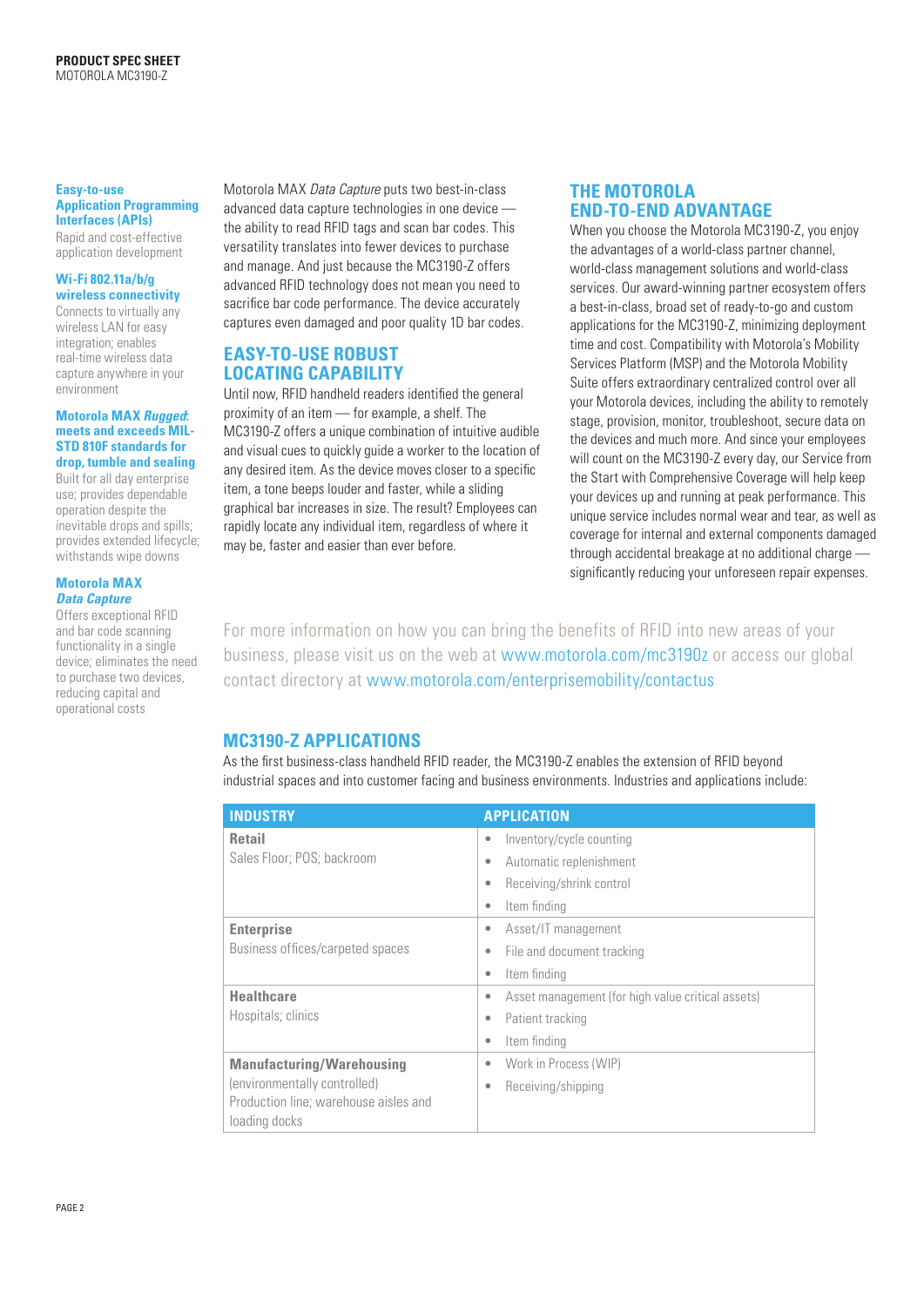**Easy-to-use Application Programming Interfaces (APIs)**
Rapid and cost-effective application development

**Wi-Fi 802.11a/b/g wireless connectivity**
Connects to virtually any wireless LAN for easy integration; enables real-time wireless data capture anywhere in your environment

**Motorola MAX *Rugged*: meets and exceeds MIL-STD 810F standards for drop, tumble and sealing**
Built for all day enterprise use; provides dependable operation despite the inevitable drops and spills; provides extended lifecycle; withstands wipe downs

**Motorola MAX *Data Capture***
Offers exceptional RFID and bar code scanning functionality in a single device; eliminates the need to purchase two devices, reducing capital and operational costs

Motorola MAX *Data Capture* puts two best-in-class advanced data capture technologies in one device — the ability to read RFID tags and scan bar codes. This versatility translates into fewer devices to purchase and manage. And just because the MC3190-Z offers advanced RFID technology does not mean you need to sacrifice bar code performance. The device accurately captures even damaged and poor quality 1D bar codes.

## EASY-TO-USE ROBUST LOCATING CAPABILITY

Until now, RFID handheld readers identified the general proximity of an item — for example, a shelf. The MC3190-Z offers a unique combination of intuitive audible and visual cues to quickly guide a worker to the location of any desired item. As the device moves closer to a specific item, a tone beeps louder and faster, while a sliding graphical bar increases in size. The result? Employees can rapidly locate any individual item, regardless of where it may be, faster and easier than ever before.

## THE MOTOROLA END-TO-END ADVANTAGE

When you choose the Motorola MC3190-Z, you enjoy the advantages of a world-class partner channel, world-class management solutions and world-class services. Our award-winning partner ecosystem offers a best-in-class, broad set of ready-to-go and custom applications for the MC3190-Z, minimizing deployment time and cost. Compatibility with Motorola's Mobility Services Platform (MSP) and the Motorola Mobility Suite offers extraordinary centralized control over all your Motorola devices, including the ability to remotely stage, provision, monitor, troubleshoot, secure data on the devices and much more. And since your employees will count on the MC3190-Z every day, our Service from the Start with Comprehensive Coverage will help keep your devices up and running at peak performance. This unique service includes normal wear and tear, as well as coverage for internal and external components damaged through accidental breakage at no additional charge — significantly reducing your unforeseen repair expenses.

For more information on how you can bring the benefits of RFID into new areas of your business, please visit us on the web at www.motorola.com/mc3190z or access our global contact directory at www.motorola.com/enterprisemobility/contactus

## MC3190-Z APPLICATIONS

As the first business-class handheld RFID reader, the MC3190-Z enables the extension of RFID beyond industrial spaces and into customer facing and business environments. Industries and applications include:

| INDUSTRY | APPLICATION |
|---|---|
| **Retail**<br>Sales Floor; POS; backroom | • Inventory/cycle counting<br>• Automatic replenishment<br>• Receiving/shrink control<br>• Item finding |
| **Enterprise**<br>Business offices/carpeted spaces | • Asset/IT management<br>• File and document tracking<br>• Item finding |
| **Healthcare**<br>Hospitals; clinics | • Asset management (for high value critical assets)<br>• Patient tracking<br>• Item finding |
| **Manufacturing/Warehousing**<br>(environmentally controlled)<br>Production line; warehouse aisles and loading docks | • Work in Process (WIP)<br>• Receiving/shipping |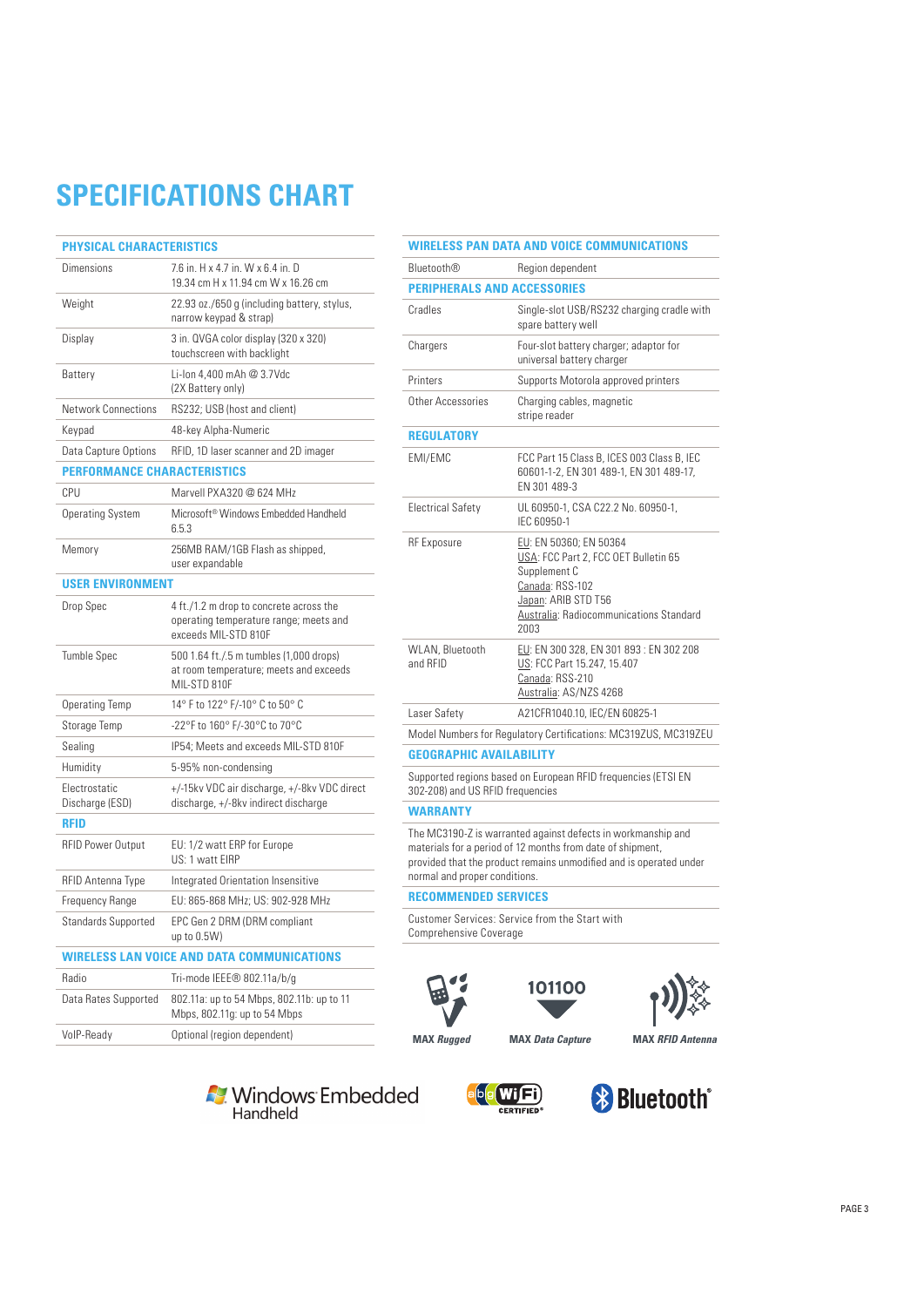# SPECIFICATIONS CHART

## PHYSICAL CHARACTERISTICS

| | |
|---|---|
| Dimensions | 7.6 in. H x 4.7 in. W x 6.4 in. D<br>19.34 cm H x 11.94 cm W x 16.26 cm |
| Weight | 22.93 oz./650 g (including battery, stylus, narrow keypad & strap) |
| Display | 3 in. QVGA color display (320 x 320) touchscreen with backlight |
| Battery | Li-Ion 4,400 mAh @ 3.7Vdc<br>(2X Battery only) |
| Network Connections | RS232; USB (host and client) |
| Keypad | 48-key Alpha-Numeric |
| Data Capture Options | RFID, 1D laser scanner and 2D imager |

## PERFORMANCE CHARACTERISTICS

| | |
|---|---|
| CPU | Marvell PXA320 @ 624 MHz |
| Operating System | Microsoft® Windows Embedded Handheld 6.5.3 |
| Memory | 256MB RAM/1GB Flash as shipped, user expandable |

## USER ENVIRONMENT

| | |
|---|---|
| Drop Spec | 4 ft./1.2 m drop to concrete across the operating temperature range; meets and exceeds MIL-STD 810F |
| Tumble Spec | 500 1.64 ft./.5 m tumbles (1,000 drops) at room temperature; meets and exceeds MIL-STD 810F |
| Operating Temp | 14° F to 122° F/-10° C to 50° C |
| Storage Temp | -22°F to 160° F/-30°C to 70°C |
| Sealing | IP54; Meets and exceeds MIL-STD 810F |
| Humidity | 5-95% non-condensing |
| Electrostatic Discharge (ESD) | +/-15kv VDC air discharge, +/-8kv VDC direct discharge, +/-8kv indirect discharge |

## RFID

| | |
|---|---|
| RFID Power Output | EU: 1/2 watt ERP for Europe<br>US: 1 watt EIRP |
| RFID Antenna Type | Integrated Orientation Insensitive |
| Frequency Range | EU: 865-868 MHz; US: 902-928 MHz |
| Standards Supported | EPC Gen 2 DRM (DRM compliant up to 0.5W) |

## WIRELESS LAN VOICE AND DATA COMMUNICATIONS

| | |
|---|---|
| Radio | Tri-mode IEEE® 802.11a/b/g |
| Data Rates Supported | 802.11a: up to 54 Mbps, 802.11b: up to 11 Mbps, 802.11g: up to 54 Mbps |
| VoIP-Ready | Optional (region dependent) |

## WIRELESS PAN DATA AND VOICE COMMUNICATIONS

| | |
|---|---|
| Bluetooth® | Region dependent |

## PERIPHERALS AND ACCESSORIES

| | |
|---|---|
| Cradles | Single-slot USB/RS232 charging cradle with spare battery well |
| Chargers | Four-slot battery charger; adaptor for universal battery charger |
| Printers | Supports Motorola approved printers |
| Other Accessories | Charging cables, magnetic stripe reader |

## REGULATORY

| | |
|---|---|
| EMI/EMC | FCC Part 15 Class B, ICES 003 Class B, IEC 60601-1-2, EN 301 489-1, EN 301 489-17, EN 301 489-3 |
| Electrical Safety | UL 60950-1, CSA C22.2 No. 60950-1, IEC 60950-1 |
| RF Exposure | EU: EN 50360; EN 50364<br>USA: FCC Part 2, FCC OET Bulletin 65 Supplement C<br>Canada: RSS-102<br>Japan: ARIB STD T56<br>Australia: Radiocommunications Standard 2003 |
| WLAN, Bluetooth and RFID | EU: EN 300 328, EN 301 893 : EN 302 208<br>US: FCC Part 15.247, 15.407<br>Canada: RSS-210<br>Australia: AS/NZS 4268 |
| Laser Safety | A21CFR1040.10, IEC/EN 60825-1 |

Model Numbers for Regulatory Certifications: MC319ZUS, MC319ZEU

## GEOGRAPHIC AVAILABILITY

Supported regions based on European RFID frequencies (ETSI EN 302-208) and US RFID frequencies

## WARRANTY

The MC3190-Z is warranted against defects in workmanship and materials for a period of 12 months from date of shipment, provided that the product remains unmodified and is operated under normal and proper conditions.

## RECOMMENDED SERVICES

Customer Services: Service from the Start with Comprehensive Coverage

**MAX** ***Rugged*** **MAX** ***Data Capture*** **MAX** ***RFID Antenna***

Windows Embedded Handheld · Wi-Fi CERTIFIED · Bluetooth®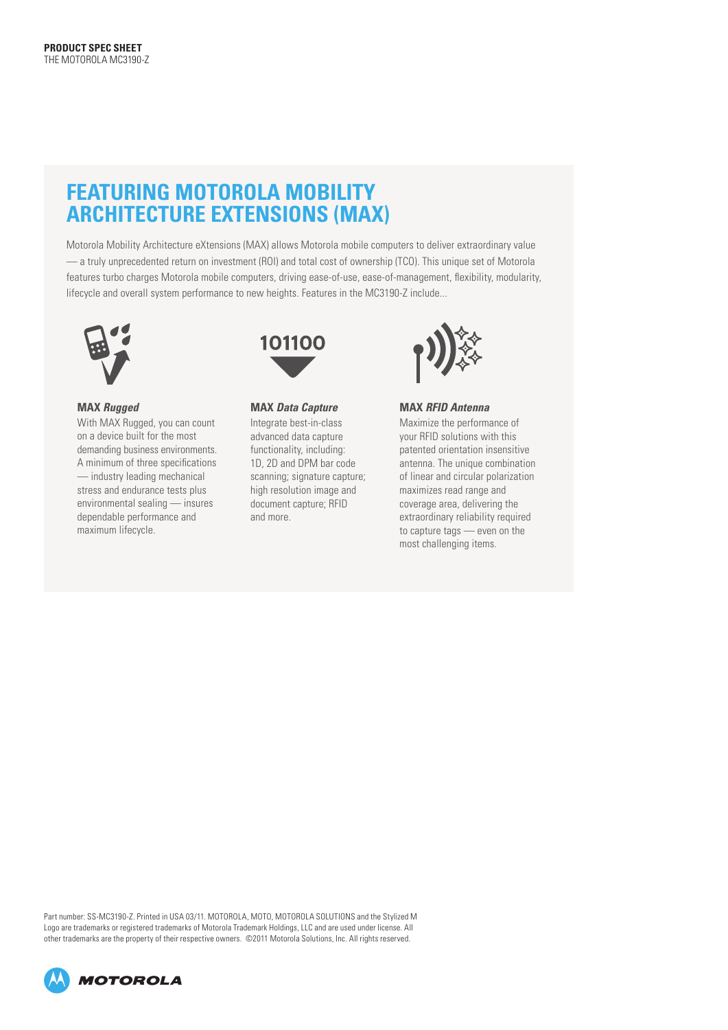# FEATURING MOTOROLA MOBILITY ARCHITECTURE EXTENSIONS (MAX)

Motorola Mobility Architecture eXtensions (MAX) allows Motorola mobile computers to deliver extraordinary value — a truly unprecedented return on investment (ROI) and total cost of ownership (TCO). This unique set of Motorola features turbo charges Motorola mobile computers, driving ease-of-use, ease-of-management, flexibility, modularity, lifecycle and overall system performance to new heights. Features in the MC3190-Z include...

**MAX *Rugged***

With MAX Rugged, you can count on a device built for the most demanding business environments. A minimum of three specifications — industry leading mechanical stress and endurance tests plus environmental sealing — insures dependable performance and maximum lifecycle.

**MAX *Data Capture***

Integrate best-in-class advanced data capture functionality, including: 1D, 2D and DPM bar code scanning; signature capture; high resolution image and document capture; RFID and more.

**MAX *RFID Antenna***

Maximize the performance of your RFID solutions with this patented orientation insensitive antenna. The unique combination of linear and circular polarization maximizes read range and coverage area, delivering the extraordinary reliability required to capture tags — even on the most challenging items.

Part number: SS-MC3190-Z. Printed in USA 03/11. MOTOROLA, MOTO, MOTOROLA SOLUTIONS and the Stylized M Logo are trademarks or registered trademarks of Motorola Trademark Holdings, LLC and are used under license. All other trademarks are the property of their respective owners. ©2011 Motorola Solutions, Inc. All rights reserved.